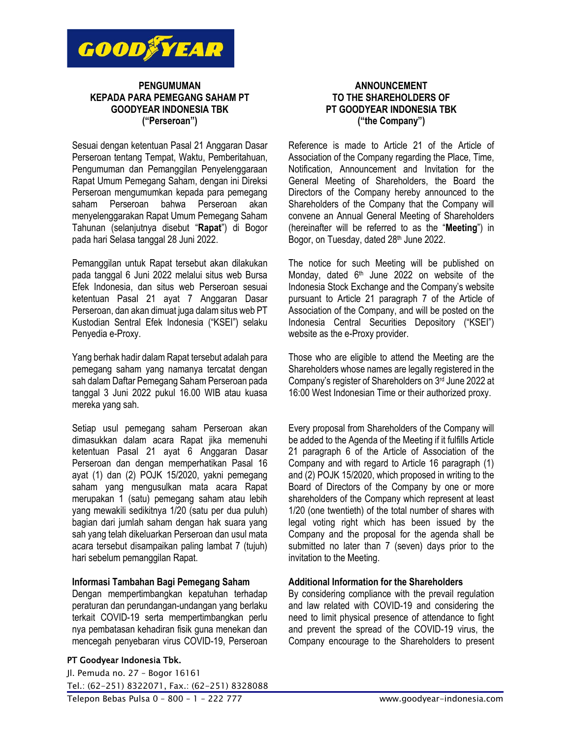## PENGUMUMAN
## KEPADA PARA PEMEGANG SAHAM PT GOODYEAR INDONESIA TBK
## ("Perseroan")

Sesuai dengan ketentuan Pasal 21 Anggaran Dasar Perseroan tentang Tempat, Waktu, Pemberitahuan, Pengumuman dan Pemanggilan Penyelenggaraan Rapat Umum Pemegang Saham, dengan ini Direksi Perseroan mengumumkan kepada para pemegang saham Perseroan bahwa Perseroan akan menyelenggarakan Rapat Umum Pemegang Saham Tahunan (selanjutnya disebut "**Rapat**") di Bogor pada hari Selasa tanggal 28 Juni 2022.

Pemanggilan untuk Rapat tersebut akan dilakukan pada tanggal 6 Juni 2022 melalui situs web Bursa Efek Indonesia, dan situs web Perseroan sesuai ketentuan Pasal 21 ayat 7 Anggaran Dasar Perseroan, dan akan dimuat juga dalam situs web PT Kustodian Sentral Efek Indonesia ("KSEI") selaku Penyedia e-Proxy.

Yang berhak hadir dalam Rapat tersebut adalah para pemegang saham yang namanya tercatat dengan sah dalam Daftar Pemegang Saham Perseroan pada tanggal 3 Juni 2022 pukul 16.00 WIB atau kuasa mereka yang sah.

Setiap usul pemegang saham Perseroan akan dimasukkan dalam acara Rapat jika memenuhi ketentuan Pasal 21 ayat 6 Anggaran Dasar Perseroan dan dengan memperhatikan Pasal 16 ayat (1) dan (2) POJK 15/2020, yakni pemegang saham yang mengusulkan mata acara Rapat merupakan 1 (satu) pemegang saham atau lebih yang mewakili sedikitnya 1/20 (satu per dua puluh) bagian dari jumlah saham dengan hak suara yang sah yang telah dikeluarkan Perseroan dan usul mata acara tersebut disampaikan paling lambat 7 (tujuh) hari sebelum pemanggilan Rapat.

**Informasi Tambahan Bagi Pemegang Saham**

Dengan mempertimbangkan kepatuhan terhadap peraturan dan perundangan-undangan yang berlaku terkait COVID-19 serta mempertimbangkan perlu nya pembatasan kehadiran fisik guna menekan dan mencegah penyebaran virus COVID-19, Perseroan

## ANNOUNCEMENT
## TO THE SHAREHOLDERS OF PT GOODYEAR INDONESIA TBK
## ("the Company")

Reference is made to Article 21 of the Article of Association of the Company regarding the Place, Time, Notification, Announcement and Invitation for the General Meeting of Shareholders, the Board the Directors of the Company hereby announced to the Shareholders of the Company that the Company will convene an Annual General Meeting of Shareholders (hereinafter will be referred to as the "**Meeting**") in Bogor, on Tuesday, dated 28th June 2022.

The notice for such Meeting will be published on Monday, dated 6th June 2022 on website of the Indonesia Stock Exchange and the Company's website pursuant to Article 21 paragraph 7 of the Article of Association of the Company, and will be posted on the Indonesia Central Securities Depository ("KSEI") website as the e-Proxy provider.

Those who are eligible to attend the Meeting are the Shareholders whose names are legally registered in the Company's register of Shareholders on 3rd June 2022 at 16:00 West Indonesian Time or their authorized proxy.

Every proposal from Shareholders of the Company will be added to the Agenda of the Meeting if it fulfills Article 21 paragraph 6 of the Article of Association of the Company and with regard to Article 16 paragraph (1) and (2) POJK 15/2020, which proposed in writing to the Board of Directors of the Company by one or more shareholders of the Company which represent at least 1/20 (one twentieth) of the total number of shares with legal voting right which has been issued by the Company and the proposal for the agenda shall be submitted no later than 7 (seven) days prior to the invitation to the Meeting.

**Additional Information for the Shareholders**

By considering compliance with the prevail regulation and law related with COVID-19 and considering the need to limit physical presence of attendance to fight and prevent the spread of the COVID-19 virus, the Company encourage to the Shareholders to present

PT Goodyear Indonesia Tbk.
Jl. Pemuda no. 27 – Bogor 16161
Tel.: (62-251) 8322071, Fax.: (62-251) 8328088
Telepon Bebas Pulsa 0 – 800 – 1 – 222 777
www.goodyear-indonesia.com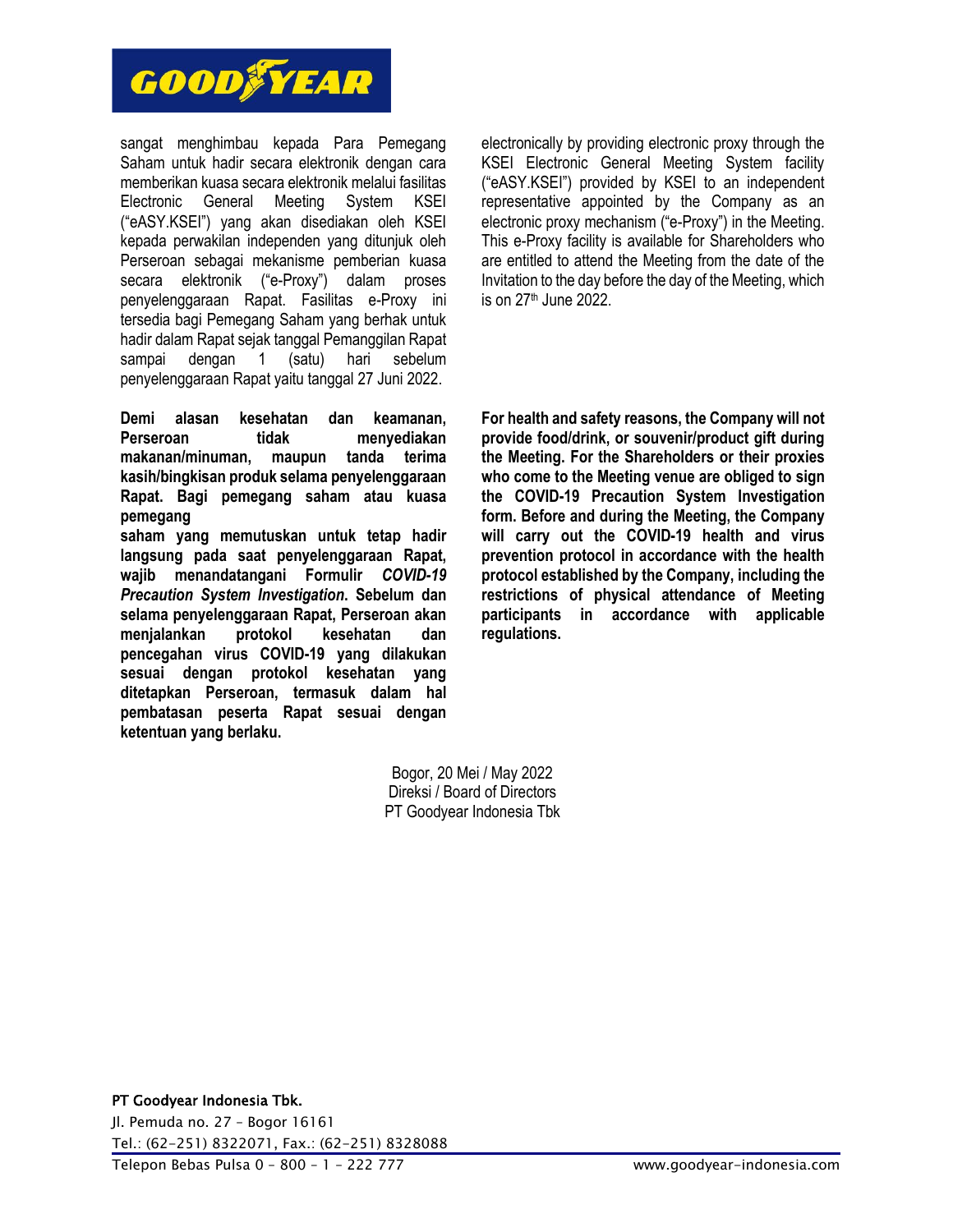sangat menghimbau kepada Para Pemegang Saham untuk hadir secara elektronik dengan cara memberikan kuasa secara elektronik melalui fasilitas Electronic General Meeting System KSEI ("eASY.KSEI") yang akan disediakan oleh KSEI kepada perwakilan independen yang ditunjuk oleh Perseroan sebagai mekanisme pemberian kuasa secara elektronik ("e-Proxy") dalam proses penyelenggaraan Rapat. Fasilitas e-Proxy ini tersedia bagi Pemegang Saham yang berhak untuk hadir dalam Rapat sejak tanggal Pemanggilan Rapat sampai dengan 1 (satu) hari sebelum penyelenggaraan Rapat yaitu tanggal 27 Juni 2022.

**Demi alasan kesehatan dan keamanan, Perseroan tidak menyediakan makanan/minuman, maupun tanda terima kasih/bingkisan produk selama penyelenggaraan Rapat. Bagi pemegang saham atau kuasa pemegang saham yang memutuskan untuk tetap hadir langsung pada saat penyelenggaraan Rapat, wajib menandatangani Formulir *COVID-19 Precaution System Investigation*. Sebelum dan selama penyelenggaraan Rapat, Perseroan akan menjalankan protokol kesehatan dan pencegahan virus COVID-19 yang dilakukan sesuai dengan protokol kesehatan yang ditetapkan Perseroan, termasuk dalam hal pembatasan peserta Rapat sesuai dengan ketentuan yang berlaku.**

electronically by providing electronic proxy through the KSEI Electronic General Meeting System facility ("eASY.KSEI") provided by KSEI to an independent representative appointed by the Company as an electronic proxy mechanism ("e-Proxy") in the Meeting. This e-Proxy facility is available for Shareholders who are entitled to attend the Meeting from the date of the Invitation to the day before the day of the Meeting, which is on 27th June 2022.

**For health and safety reasons, the Company will not provide food/drink, or souvenir/product gift during the Meeting. For the Shareholders or their proxies who come to the Meeting venue are obliged to sign the COVID-19 Precaution System Investigation form. Before and during the Meeting, the Company will carry out the COVID-19 health and virus prevention protocol in accordance with the health protocol established by the Company, including the restrictions of physical attendance of Meeting participants in accordance with applicable regulations.**

Bogor, 20 Mei / May 2022
Direksi / Board of Directors
PT Goodyear Indonesia Tbk